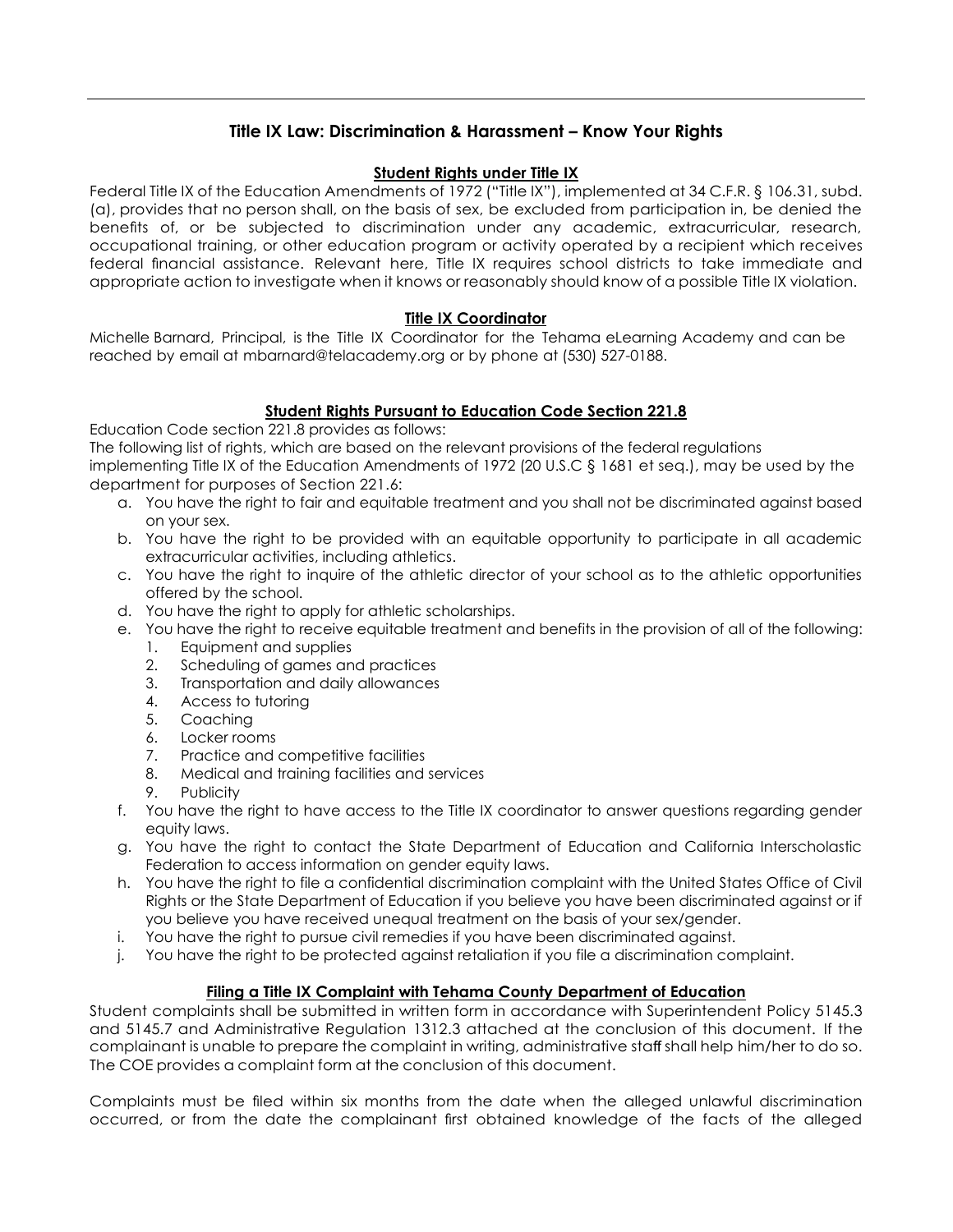# Title IX Law: Discrimination & Harassment – Know Your Rights

## Student Rights under Title IX

Federal Title IX of the Education Amendments of 1972 ("Title IX"), implemented at 34 C.F.R. § 106.31, subd. (a), provides that no person shall, on the basis of sex, be excluded from participation in, be denied the benefits of, or be subjected to discrimination under any academic, extracurricular, research, occupational training, or other education program or activity operated by a recipient which receives federal financial assistance. Relevant here, Title IX requires school districts to take immediate and appropriate action to investigate when it knows or reasonably should know of a possible Title IX violation.

## Title IX Coordinator

Michelle Barnard, Principal, is the Title IX Coordinator for the Tehama eLearning Academy and can be reached by email at mbarnard@telacademy.org or by phone at (530) 527-0188.

## Student Rights Pursuant to Education Code Section 221.8

Education Code section 221.8 provides as follows:

The following list of rights, which are based on the relevant provisions of the federal regulations implementing Title IX of the Education Amendments of 1972 (20 U.S.C § 1681 et seq.), may be used by the department for purposes of Section 221.6:

a. You have the right to fair and equitable treatment and you shall not be discriminated against based on your sex.
b. You have the right to be provided with an equitable opportunity to participate in all academic extracurricular activities, including athletics.
c. You have the right to inquire of the athletic director of your school as to the athletic opportunities offered by the school.
d. You have the right to apply for athletic scholarships.
e. You have the right to receive equitable treatment and benefits in the provision of all of the following:
   1. Equipment and supplies
   2. Scheduling of games and practices
   3. Transportation and daily allowances
   4. Access to tutoring
   5. Coaching
   6. Locker rooms
   7. Practice and competitive facilities
   8. Medical and training facilities and services
   9. Publicity
f. You have the right to have access to the Title IX coordinator to answer questions regarding gender equity laws.
g. You have the right to contact the State Department of Education and California Interscholastic Federation to access information on gender equity laws.
h. You have the right to file a confidential discrimination complaint with the United States Office of Civil Rights or the State Department of Education if you believe you have been discriminated against or if you believe you have received unequal treatment on the basis of your sex/gender.
i. You have the right to pursue civil remedies if you have been discriminated against.
j. You have the right to be protected against retaliation if you file a discrimination complaint.

## Filing a Title IX Complaint with Tehama County Department of Education

Student complaints shall be submitted in written form in accordance with Superintendent Policy 5145.3 and 5145.7 and Administrative Regulation 1312.3 attached at the conclusion of this document. If the complainant is unable to prepare the complaint in writing, administrative staff shall help him/her to do so. The COE provides a complaint form at the conclusion of this document.

Complaints must be filed within six months from the date when the alleged unlawful discrimination occurred, or from the date the complainant first obtained knowledge of the facts of the alleged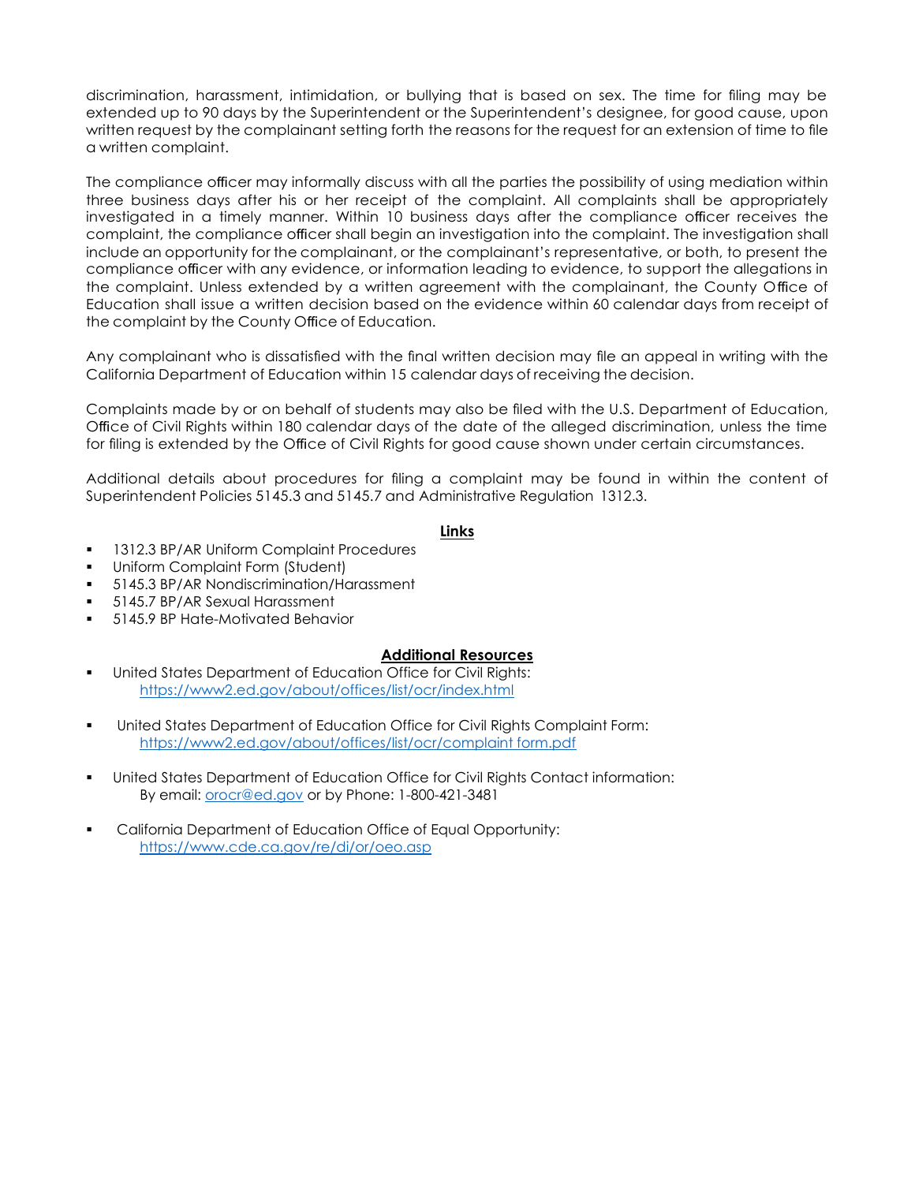discrimination, harassment, intimidation, or bullying that is based on sex. The time for filing may be extended up to 90 days by the Superintendent or the Superintendent's designee, for good cause, upon written request by the complainant setting forth the reasons for the request for an extension of time to file a written complaint.

The compliance officer may informally discuss with all the parties the possibility of using mediation within three business days after his or her receipt of the complaint. All complaints shall be appropriately investigated in a timely manner. Within 10 business days after the compliance officer receives the complaint, the compliance officer shall begin an investigation into the complaint. The investigation shall include an opportunity for the complainant, or the complainant's representative, or both, to present the compliance officer with any evidence, or information leading to evidence, to support the allegations in the complaint. Unless extended by a written agreement with the complainant, the County Office of Education shall issue a written decision based on the evidence within 60 calendar days from receipt of the complaint by the County Office of Education.

Any complainant who is dissatisfied with the final written decision may file an appeal in writing with the California Department of Education within 15 calendar days of receiving the decision.

Complaints made by or on behalf of students may also be filed with the U.S. Department of Education, Office of Civil Rights within 180 calendar days of the date of the alleged discrimination, unless the time for filing is extended by the Office of Civil Rights for good cause shown under certain circumstances.

Additional details about procedures for filing a complaint may be found in within the content of Superintendent Policies 5145.3 and 5145.7 and Administrative Regulation 1312.3.

**Links**

- 1312.3 BP/AR Uniform Complaint Procedures
- Uniform Complaint Form (Student)
- 5145.3 BP/AR Nondiscrimination/Harassment
- 5145.7 BP/AR Sexual Harassment
- 5145.9 BP Hate-Motivated Behavior

**Additional Resources**

- United States Department of Education Office for Civil Rights: https://www2.ed.gov/about/offices/list/ocr/index.html
- United States Department of Education Office for Civil Rights Complaint Form: https://www2.ed.gov/about/offices/list/ocr/complaint form.pdf
- United States Department of Education Office for Civil Rights Contact information: By email: orocr@ed.gov or by Phone: 1-800-421-3481
- California Department of Education Office of Equal Opportunity: https://www.cde.ca.gov/re/di/or/oeo.asp